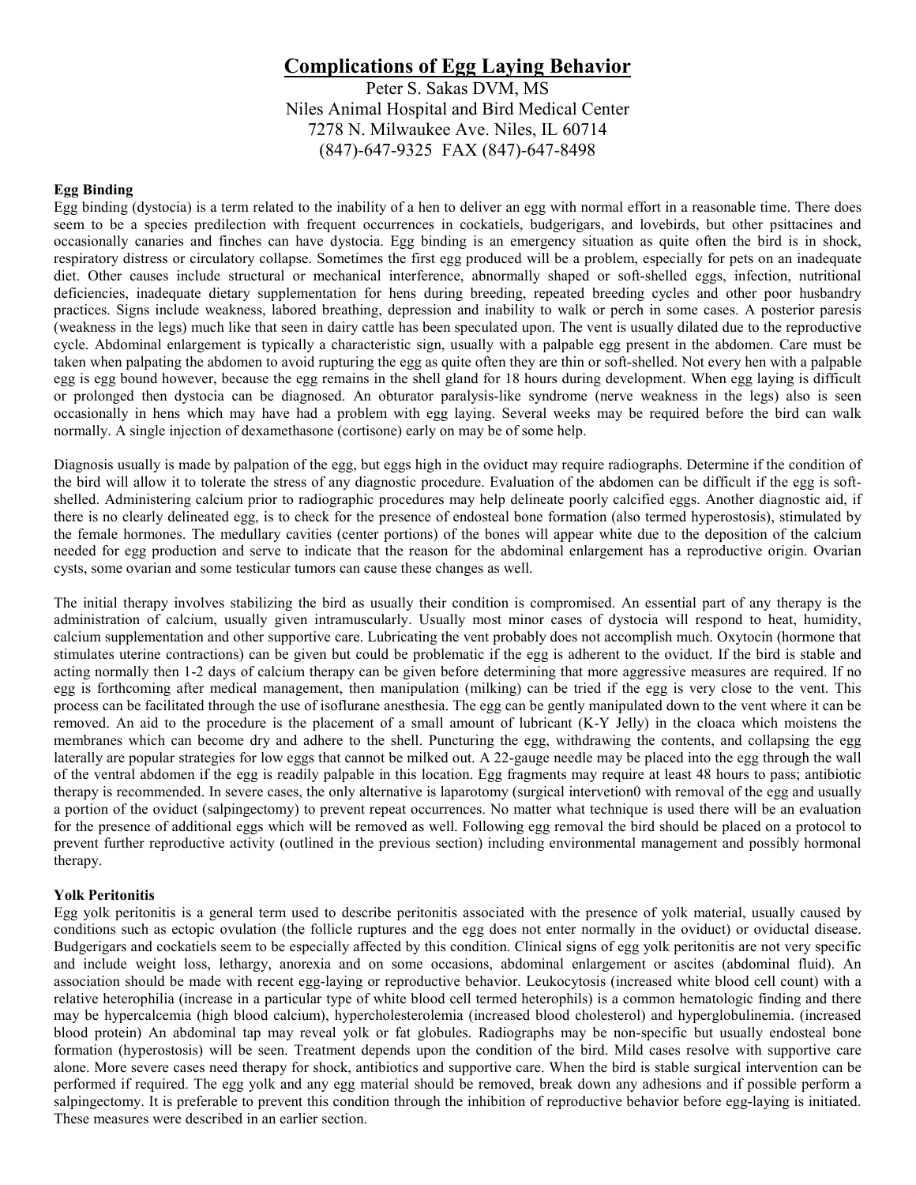# Complications of Egg Laying Behavior

Peter S. Sakas DVM, MS
Niles Animal Hospital and Bird Medical Center
7278 N. Milwaukee Ave. Niles, IL 60714
(847)-647-9325 FAX (847)-647-8498

## Egg Binding

Egg binding (dystocia) is a term related to the inability of a hen to deliver an egg with normal effort in a reasonable time. There does seem to be a species predilection with frequent occurrences in cockatiels, budgerigars, and lovebirds, but other psittacines and occasionally canaries and finches can have dystocia. Egg binding is an emergency situation as quite often the bird is in shock, respiratory distress or circulatory collapse. Sometimes the first egg produced will be a problem, especially for pets on an inadequate diet. Other causes include structural or mechanical interference, abnormally shaped or soft-shelled eggs, infection, nutritional deficiencies, inadequate dietary supplementation for hens during breeding, repeated breeding cycles and other poor husbandry practices. Signs include weakness, labored breathing, depression and inability to walk or perch in some cases. A posterior paresis (weakness in the legs) much like that seen in dairy cattle has been speculated upon. The vent is usually dilated due to the reproductive cycle. Abdominal enlargement is typically a characteristic sign, usually with a palpable egg present in the abdomen. Care must be taken when palpating the abdomen to avoid rupturing the egg as quite often they are thin or soft-shelled. Not every hen with a palpable egg is egg bound however, because the egg remains in the shell gland for 18 hours during development. When egg laying is difficult or prolonged then dystocia can be diagnosed. An obturator paralysis-like syndrome (nerve weakness in the legs) also is seen occasionally in hens which may have had a problem with egg laying. Several weeks may be required before the bird can walk normally. A single injection of dexamethasone (cortisone) early on may be of some help.

Diagnosis usually is made by palpation of the egg, but eggs high in the oviduct may require radiographs. Determine if the condition of the bird will allow it to tolerate the stress of any diagnostic procedure. Evaluation of the abdomen can be difficult if the egg is soft-shelled. Administering calcium prior to radiographic procedures may help delineate poorly calcified eggs. Another diagnostic aid, if there is no clearly delineated egg, is to check for the presence of endosteal bone formation (also termed hyperostosis), stimulated by the female hormones. The medullary cavities (center portions) of the bones will appear white due to the deposition of the calcium needed for egg production and serve to indicate that the reason for the abdominal enlargement has a reproductive origin. Ovarian cysts, some ovarian and some testicular tumors can cause these changes as well.

The initial therapy involves stabilizing the bird as usually their condition is compromised. An essential part of any therapy is the administration of calcium, usually given intramuscularly. Usually most minor cases of dystocia will respond to heat, humidity, calcium supplementation and other supportive care. Lubricating the vent probably does not accomplish much. Oxytocin (hormone that stimulates uterine contractions) can be given but could be problematic if the egg is adherent to the oviduct. If the bird is stable and acting normally then 1-2 days of calcium therapy can be given before determining that more aggressive measures are required. If no egg is forthcoming after medical management, then manipulation (milking) can be tried if the egg is very close to the vent. This process can be facilitated through the use of isoflurane anesthesia. The egg can be gently manipulated down to the vent where it can be removed. An aid to the procedure is the placement of a small amount of lubricant (K-Y Jelly) in the cloaca which moistens the membranes which can become dry and adhere to the shell. Puncturing the egg, withdrawing the contents, and collapsing the egg laterally are popular strategies for low eggs that cannot be milked out. A 22-gauge needle may be placed into the egg through the wall of the ventral abdomen if the egg is readily palpable in this location. Egg fragments may require at least 48 hours to pass; antibiotic therapy is recommended. In severe cases, the only alternative is laparotomy (surgical intervetion0 with removal of the egg and usually a portion of the oviduct (salpingectomy) to prevent repeat occurrences. No matter what technique is used there will be an evaluation for the presence of additional eggs which will be removed as well. Following egg removal the bird should be placed on a protocol to prevent further reproductive activity (outlined in the previous section) including environmental management and possibly hormonal therapy.

## Yolk Peritonitis

Egg yolk peritonitis is a general term used to describe peritonitis associated with the presence of yolk material, usually caused by conditions such as ectopic ovulation (the follicle ruptures and the egg does not enter normally in the oviduct) or oviductal disease. Budgerigars and cockatiels seem to be especially affected by this condition. Clinical signs of egg yolk peritonitis are not very specific and include weight loss, lethargy, anorexia and on some occasions, abdominal enlargement or ascites (abdominal fluid). An association should be made with recent egg-laying or reproductive behavior. Leukocytosis (increased white blood cell count) with a relative heterophilia (increase in a particular type of white blood cell termed heterophils) is a common hematologic finding and there may be hypercalcemia (high blood calcium), hypercholesterolemia (increased blood cholesterol) and hyperglobulinemia. (increased blood protein) An abdominal tap may reveal yolk or fat globules. Radiographs may be non-specific but usually endosteal bone formation (hyperostosis) will be seen. Treatment depends upon the condition of the bird. Mild cases resolve with supportive care alone. More severe cases need therapy for shock, antibiotics and supportive care. When the bird is stable surgical intervention can be performed if required. The egg yolk and any egg material should be removed, break down any adhesions and if possible perform a salpingectomy. It is preferable to prevent this condition through the inhibition of reproductive behavior before egg-laying is initiated. These measures were described in an earlier section.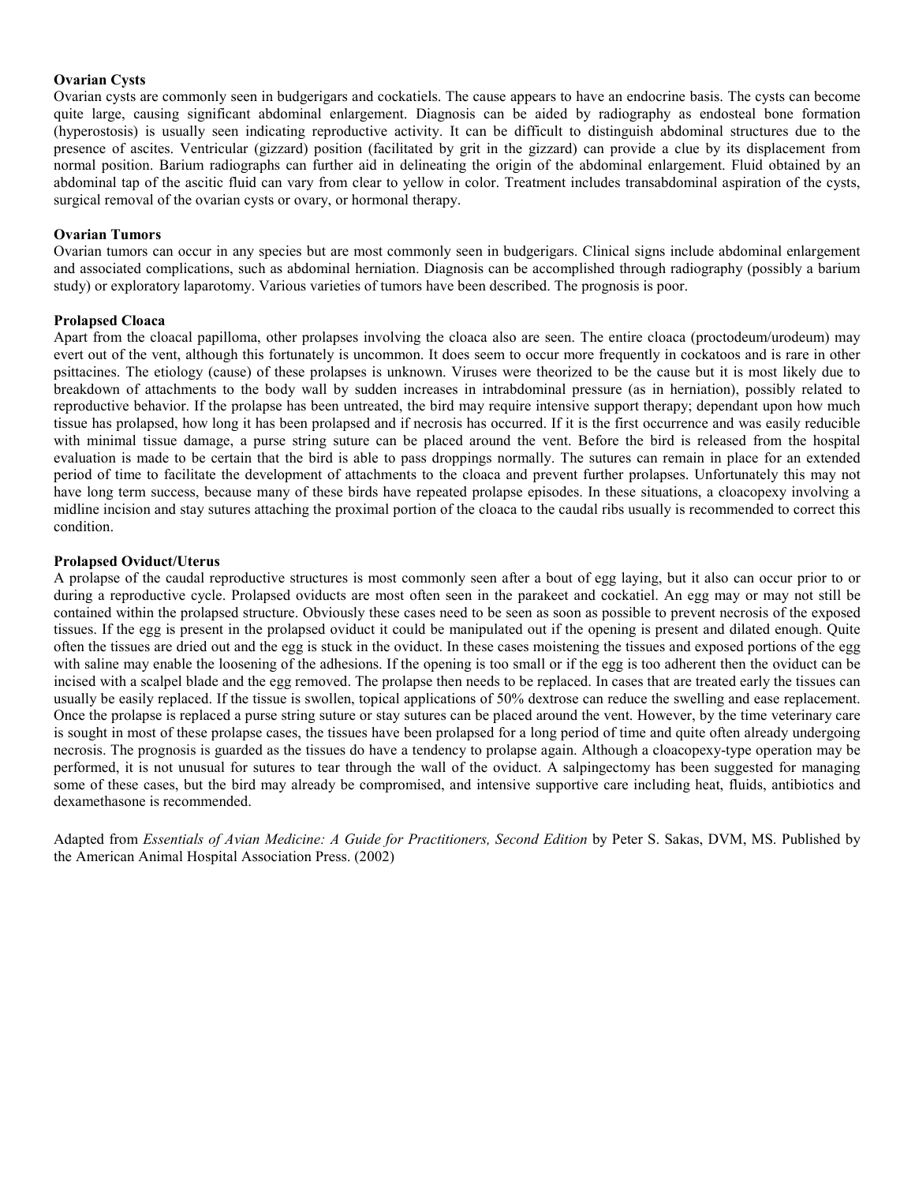**Ovarian Cysts**

Ovarian cysts are commonly seen in budgerigars and cockatiels. The cause appears to have an endocrine basis. The cysts can become quite large, causing significant abdominal enlargement. Diagnosis can be aided by radiography as endosteal bone formation (hyperostosis) is usually seen indicating reproductive activity. It can be difficult to distinguish abdominal structures due to the presence of ascites. Ventricular (gizzard) position (facilitated by grit in the gizzard) can provide a clue by its displacement from normal position. Barium radiographs can further aid in delineating the origin of the abdominal enlargement. Fluid obtained by an abdominal tap of the ascitic fluid can vary from clear to yellow in color. Treatment includes transabdominal aspiration of the cysts, surgical removal of the ovarian cysts or ovary, or hormonal therapy.

**Ovarian Tumors**

Ovarian tumors can occur in any species but are most commonly seen in budgerigars. Clinical signs include abdominal enlargement and associated complications, such as abdominal herniation. Diagnosis can be accomplished through radiography (possibly a barium study) or exploratory laparotomy. Various varieties of tumors have been described. The prognosis is poor.

**Prolapsed Cloaca**

Apart from the cloacal papilloma, other prolapses involving the cloaca also are seen. The entire cloaca (proctodeum/urodeum) may evert out of the vent, although this fortunately is uncommon. It does seem to occur more frequently in cockatoos and is rare in other psittacines. The etiology (cause) of these prolapses is unknown. Viruses were theorized to be the cause but it is most likely due to breakdown of attachments to the body wall by sudden increases in intrabdominal pressure (as in herniation), possibly related to reproductive behavior. If the prolapse has been untreated, the bird may require intensive support therapy; dependant upon how much tissue has prolapsed, how long it has been prolapsed and if necrosis has occurred. If it is the first occurrence and was easily reducible with minimal tissue damage, a purse string suture can be placed around the vent. Before the bird is released from the hospital evaluation is made to be certain that the bird is able to pass droppings normally. The sutures can remain in place for an extended period of time to facilitate the development of attachments to the cloaca and prevent further prolapses. Unfortunately this may not have long term success, because many of these birds have repeated prolapse episodes. In these situations, a cloacopexy involving a midline incision and stay sutures attaching the proximal portion of the cloaca to the caudal ribs usually is recommended to correct this condition.

**Prolapsed Oviduct/Uterus**

A prolapse of the caudal reproductive structures is most commonly seen after a bout of egg laying, but it also can occur prior to or during a reproductive cycle. Prolapsed oviducts are most often seen in the parakeet and cockatiel. An egg may or may not still be contained within the prolapsed structure. Obviously these cases need to be seen as soon as possible to prevent necrosis of the exposed tissues. If the egg is present in the prolapsed oviduct it could be manipulated out if the opening is present and dilated enough. Quite often the tissues are dried out and the egg is stuck in the oviduct. In these cases moistening the tissues and exposed portions of the egg with saline may enable the loosening of the adhesions. If the opening is too small or if the egg is too adherent then the oviduct can be incised with a scalpel blade and the egg removed. The prolapse then needs to be replaced. In cases that are treated early the tissues can usually be easily replaced. If the tissue is swollen, topical applications of 50% dextrose can reduce the swelling and ease replacement. Once the prolapse is replaced a purse string suture or stay sutures can be placed around the vent. However, by the time veterinary care is sought in most of these prolapse cases, the tissues have been prolapsed for a long period of time and quite often already undergoing necrosis. The prognosis is guarded as the tissues do have a tendency to prolapse again. Although a cloacopexy-type operation may be performed, it is not unusual for sutures to tear through the wall of the oviduct. A salpingectomy has been suggested for managing some of these cases, but the bird may already be compromised, and intensive supportive care including heat, fluids, antibiotics and dexamethasone is recommended.

Adapted from *Essentials of Avian Medicine: A Guide for Practitioners, Second Edition* by Peter S. Sakas, DVM, MS. Published by the American Animal Hospital Association Press. (2002)